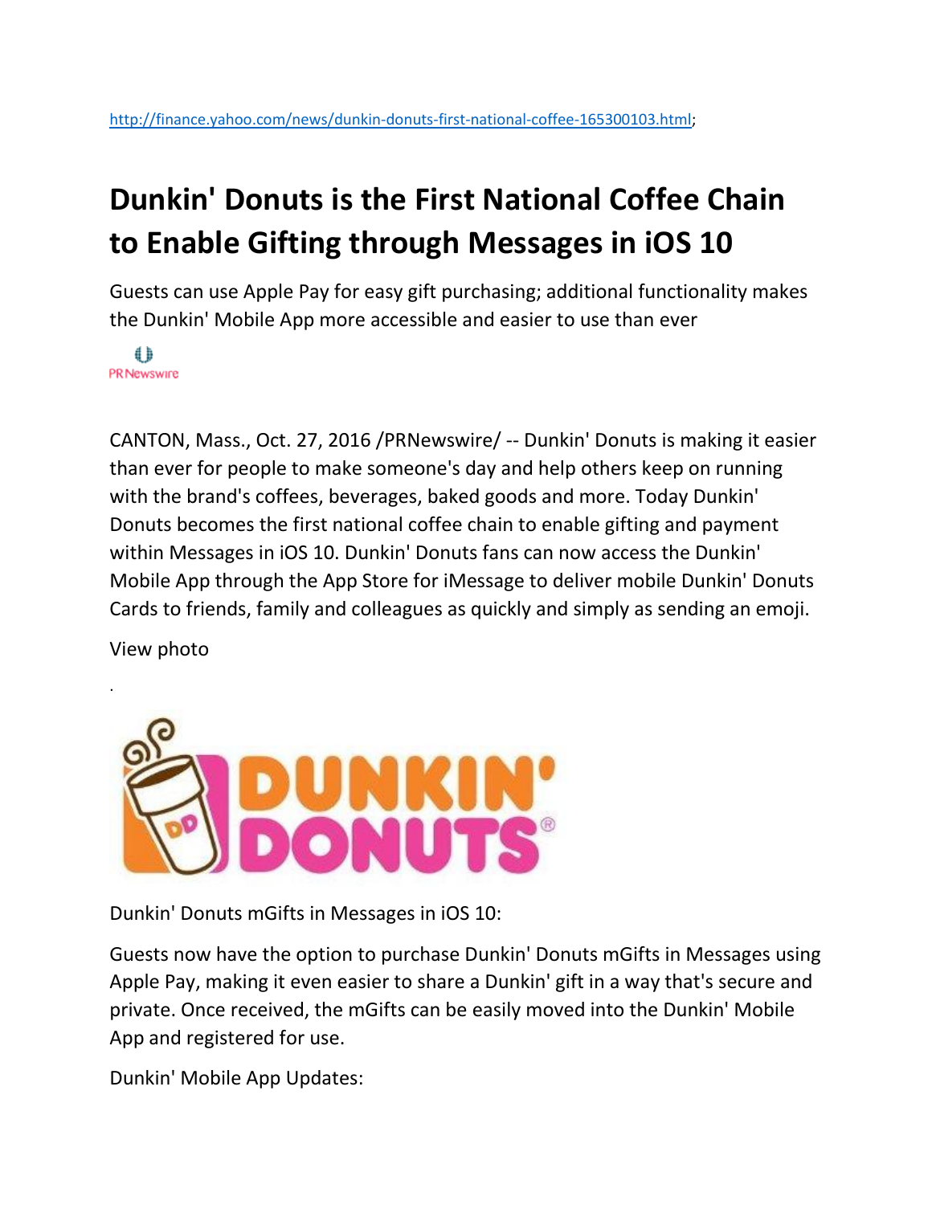http://finance.yahoo.com/news/dunkin-donuts-first-national-coffee-165300103.html;

# Dunkin' Donuts is the First National Coffee Chain to Enable Gifting through Messages in iOS 10

Guests can use Apple Pay for easy gift purchasing; additional functionality makes the Dunkin' Mobile App more accessible and easier to use than ever

PR Newswire

CANTON, Mass., Oct. 27, 2016 /PRNewswire/ -- Dunkin' Donuts is making it easier than ever for people to make someone's day and help others keep on running with the brand's coffees, beverages, baked goods and more. Today Dunkin' Donuts becomes the first national coffee chain to enable gifting and payment within Messages in iOS 10. Dunkin' Donuts fans can now access the Dunkin' Mobile App through the App Store for iMessage to deliver mobile Dunkin' Donuts Cards to friends, family and colleagues as quickly and simply as sending an emoji.

View photo

.

Dunkin' Donuts mGifts in Messages in iOS 10:

Guests now have the option to purchase Dunkin' Donuts mGifts in Messages using Apple Pay, making it even easier to share a Dunkin' gift in a way that's secure and private. Once received, the mGifts can be easily moved into the Dunkin' Mobile App and registered for use.

Dunkin' Mobile App Updates: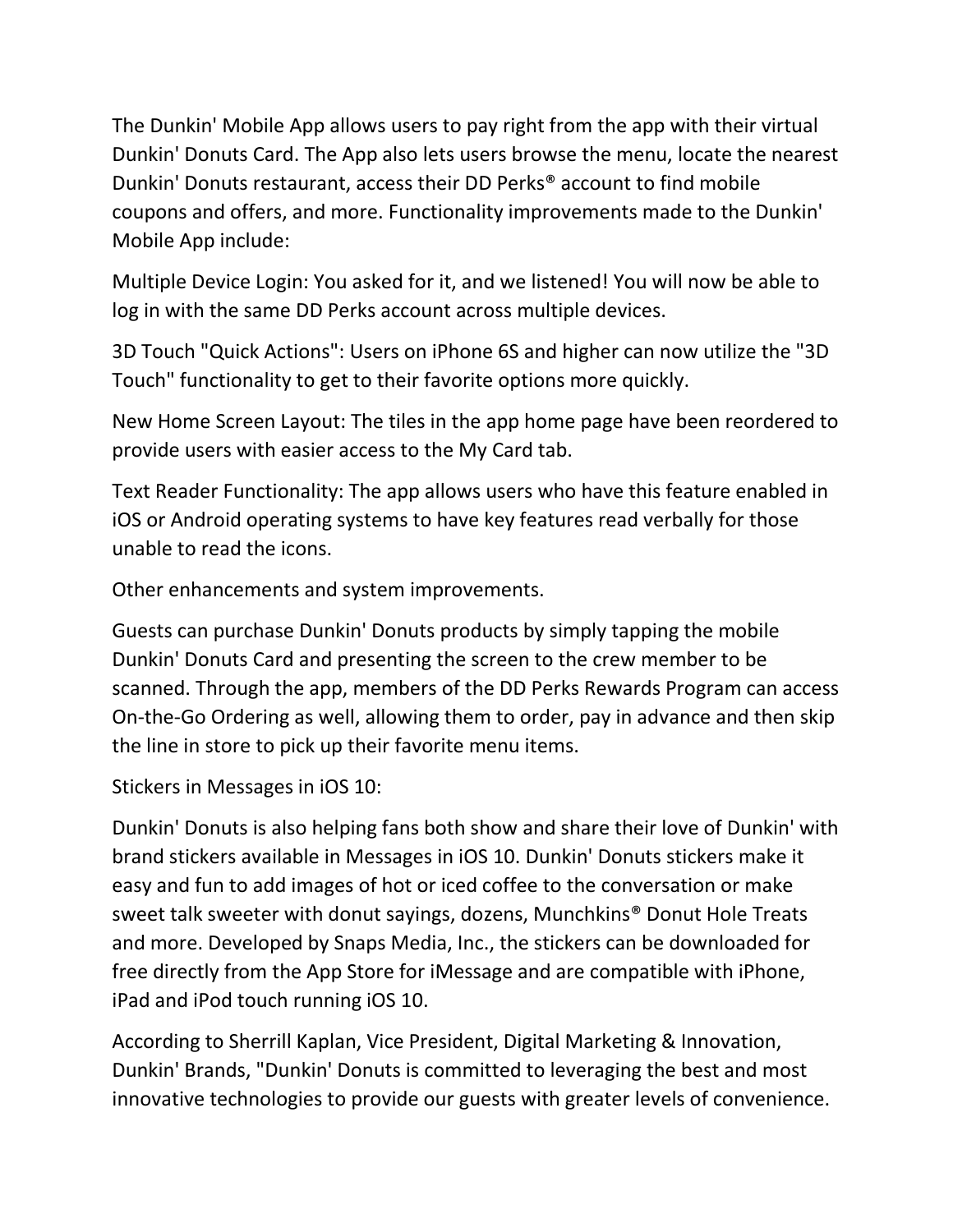The Dunkin' Mobile App allows users to pay right from the app with their virtual Dunkin' Donuts Card. The App also lets users browse the menu, locate the nearest Dunkin' Donuts restaurant, access their DD Perks® account to find mobile coupons and offers, and more. Functionality improvements made to the Dunkin' Mobile App include:

Multiple Device Login: You asked for it, and we listened! You will now be able to log in with the same DD Perks account across multiple devices.

3D Touch "Quick Actions": Users on iPhone 6S and higher can now utilize the "3D Touch" functionality to get to their favorite options more quickly.

New Home Screen Layout: The tiles in the app home page have been reordered to provide users with easier access to the My Card tab.

Text Reader Functionality: The app allows users who have this feature enabled in iOS or Android operating systems to have key features read verbally for those unable to read the icons.

Other enhancements and system improvements.

Guests can purchase Dunkin' Donuts products by simply tapping the mobile Dunkin' Donuts Card and presenting the screen to the crew member to be scanned. Through the app, members of the DD Perks Rewards Program can access On-the-Go Ordering as well, allowing them to order, pay in advance and then skip the line in store to pick up their favorite menu items.

Stickers in Messages in iOS 10:

Dunkin' Donuts is also helping fans both show and share their love of Dunkin' with brand stickers available in Messages in iOS 10. Dunkin' Donuts stickers make it easy and fun to add images of hot or iced coffee to the conversation or make sweet talk sweeter with donut sayings, dozens, Munchkins® Donut Hole Treats and more. Developed by Snaps Media, Inc., the stickers can be downloaded for free directly from the App Store for iMessage and are compatible with iPhone, iPad and iPod touch running iOS 10.

According to Sherrill Kaplan, Vice President, Digital Marketing & Innovation, Dunkin' Brands, "Dunkin' Donuts is committed to leveraging the best and most innovative technologies to provide our guests with greater levels of convenience.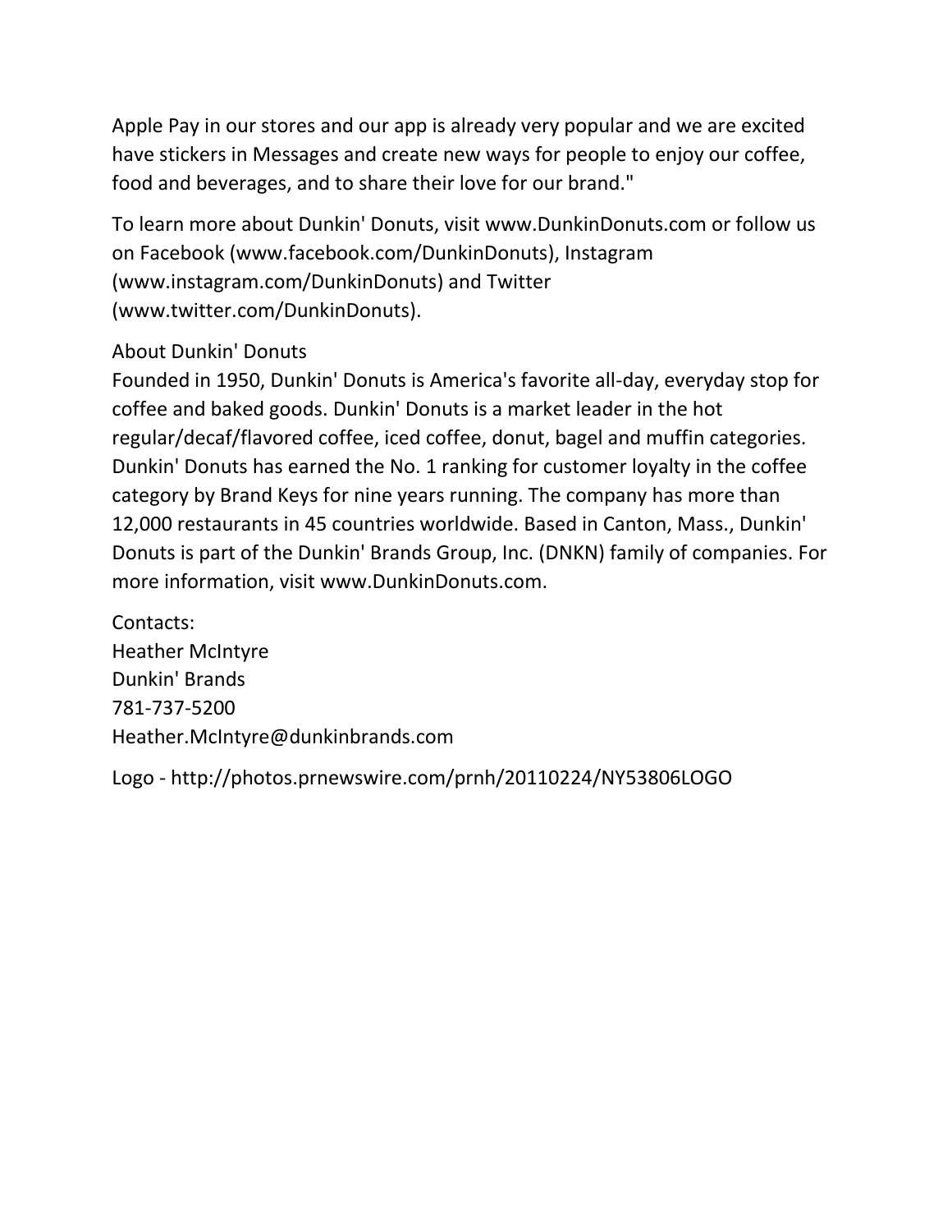Apple Pay in our stores and our app is already very popular and we are excited have stickers in Messages and create new ways for people to enjoy our coffee, food and beverages, and to share their love for our brand."

To learn more about Dunkin' Donuts, visit www.DunkinDonuts.com or follow us on Facebook (www.facebook.com/DunkinDonuts), Instagram (www.instagram.com/DunkinDonuts) and Twitter (www.twitter.com/DunkinDonuts).

About Dunkin' Donuts
Founded in 1950, Dunkin' Donuts is America's favorite all-day, everyday stop for coffee and baked goods. Dunkin' Donuts is a market leader in the hot regular/decaf/flavored coffee, iced coffee, donut, bagel and muffin categories. Dunkin' Donuts has earned the No. 1 ranking for customer loyalty in the coffee category by Brand Keys for nine years running. The company has more than 12,000 restaurants in 45 countries worldwide. Based in Canton, Mass., Dunkin' Donuts is part of the Dunkin' Brands Group, Inc. (DNKN) family of companies. For more information, visit www.DunkinDonuts.com.

Contacts:
Heather McIntyre
Dunkin' Brands
781-737-5200
Heather.McIntyre@dunkinbrands.com

Logo - http://photos.prnewswire.com/prnh/20110224/NY53806LOGO